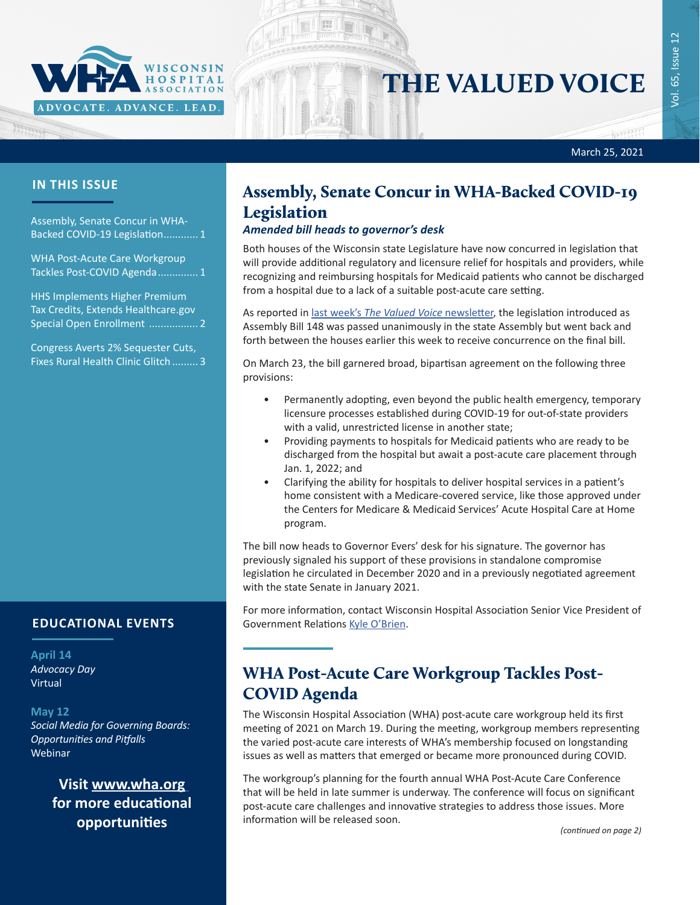# THE VALUED VOICE

March 25, 2021

## IN THIS ISSUE

Assembly, Senate Concur in WHA-Backed COVID-19 Legislation............ 1

WHA Post-Acute Care Workgroup Tackles Post-COVID Agenda.............. 1

HHS Implements Higher Premium Tax Credits, Extends Healthcare.gov Special Open Enrollment ................. 2

Congress Averts 2% Sequester Cuts, Fixes Rural Health Clinic Glitch......... 3

## EDUCATIONAL EVENTS

**April 14**
*Advocacy Day*
Virtual

**May 12**
*Social Media for Governing Boards: Opportunities and Pitfalls*
Webinar

**Visit www.wha.org for more educational opportunities**

## Assembly, Senate Concur in WHA-Backed COVID-19 Legislation

***Amended bill heads to governor's desk***

Both houses of the Wisconsin state Legislature have now concurred in legislation that will provide additional regulatory and licensure relief for hospitals and providers, while recognizing and reimbursing hospitals for Medicaid patients who cannot be discharged from a hospital due to a lack of a suitable post-acute care setting.

As reported in last week's *The Valued Voice* newsletter, the legislation introduced as Assembly Bill 148 was passed unanimously in the state Assembly but went back and forth between the houses earlier this week to receive concurrence on the final bill.

On March 23, the bill garnered broad, bipartisan agreement on the following three provisions:

- Permanently adopting, even beyond the public health emergency, temporary licensure processes established during COVID-19 for out-of-state providers with a valid, unrestricted license in another state;
- Providing payments to hospitals for Medicaid patients who are ready to be discharged from the hospital but await a post-acute care placement through Jan. 1, 2022; and
- Clarifying the ability for hospitals to deliver hospital services in a patient's home consistent with a Medicare-covered service, like those approved under the Centers for Medicare & Medicaid Services' Acute Hospital Care at Home program.

The bill now heads to Governor Evers' desk for his signature. The governor has previously signaled his support of these provisions in standalone compromise legislation he circulated in December 2020 and in a previously negotiated agreement with the state Senate in January 2021.

For more information, contact Wisconsin Hospital Association Senior Vice President of Government Relations Kyle O'Brien.

## WHA Post-Acute Care Workgroup Tackles Post-COVID Agenda

The Wisconsin Hospital Association (WHA) post-acute care workgroup held its first meeting of 2021 on March 19. During the meeting, workgroup members representing the varied post-acute care interests of WHA's membership focused on longstanding issues as well as matters that emerged or became more pronounced during COVID.

The workgroup's planning for the fourth annual WHA Post-Acute Care Conference that will be held in late summer is underway. The conference will focus on significant post-acute care challenges and innovative strategies to address those issues. More information will be released soon.

*(continued on page 2)*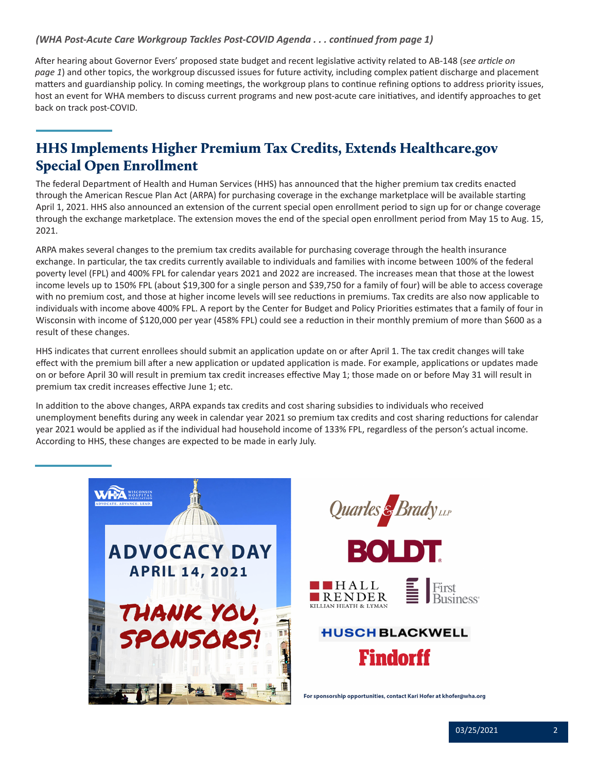*(WHA Post-Acute Care Workgroup Tackles Post-COVID Agenda . . . continued from page 1)*

After hearing about Governor Evers' proposed state budget and recent legislative activity related to AB-148 (*see article on page 1*) and other topics, the workgroup discussed issues for future activity, including complex patient discharge and placement matters and guardianship policy. In coming meetings, the workgroup plans to continue refining options to address priority issues, host an event for WHA members to discuss current programs and new post-acute care initiatives, and identify approaches to get back on track post-COVID.

## HHS Implements Higher Premium Tax Credits, Extends Healthcare.gov Special Open Enrollment

The federal Department of Health and Human Services (HHS) has announced that the higher premium tax credits enacted through the American Rescue Plan Act (ARPA) for purchasing coverage in the exchange marketplace will be available starting April 1, 2021. HHS also announced an extension of the current special open enrollment period to sign up for or change coverage through the exchange marketplace. The extension moves the end of the special open enrollment period from May 15 to Aug. 15, 2021.

ARPA makes several changes to the premium tax credits available for purchasing coverage through the health insurance exchange. In particular, the tax credits currently available to individuals and families with income between 100% of the federal poverty level (FPL) and 400% FPL for calendar years 2021 and 2022 are increased. The increases mean that those at the lowest income levels up to 150% FPL (about $19,300 for a single person and $39,750 for a family of four) will be able to access coverage with no premium cost, and those at higher income levels will see reductions in premiums. Tax credits are also now applicable to individuals with income above 400% FPL. A report by the Center for Budget and Policy Priorities estimates that a family of four in Wisconsin with income of $120,000 per year (458% FPL) could see a reduction in their monthly premium of more than $600 as a result of these changes.

HHS indicates that current enrollees should submit an application update on or after April 1. The tax credit changes will take effect with the premium bill after a new application or updated application is made. For example, applications or updates made on or before April 30 will result in premium tax credit increases effective May 1; those made on or before May 31 will result in premium tax credit increases effective June 1; etc.

In addition to the above changes, ARPA expands tax credits and cost sharing subsidies to individuals who received unemployment benefits during any week in calendar year 2021 so premium tax credits and cost sharing reductions for calendar year 2021 would be applied as if the individual had household income of 133% FPL, regardless of the person's actual income. According to HHS, these changes are expected to be made in early July.

**ADVOCACY DAY**
**APRIL 14, 2021**

THANK YOU, SPONSORS!

Quarles & Brady LLP
BOLDT
Hall Render Killian Heath & Lyman
First Business
Husch Blackwell
Findorff

For sponsorship opportunities, contact Kari Hofer at khofer@wha.org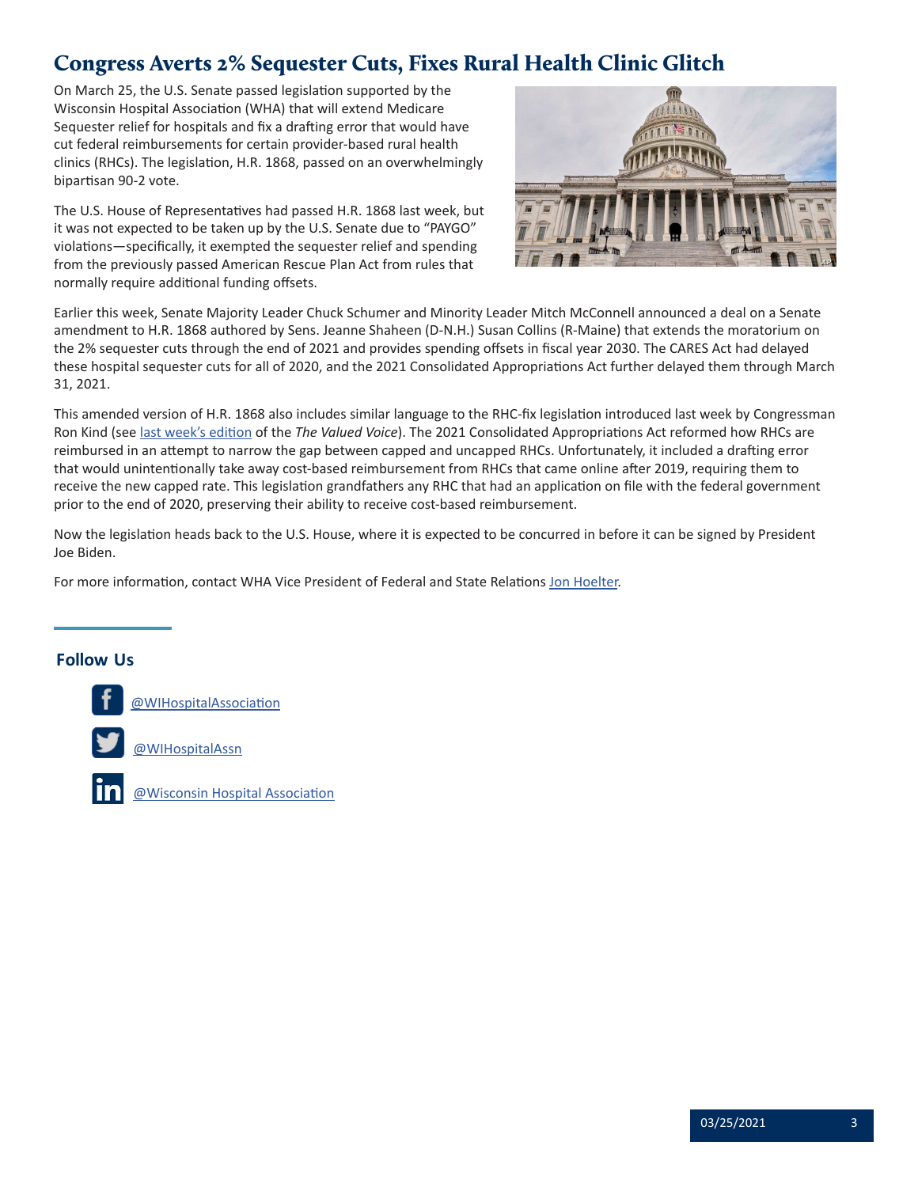# Congress Averts 2% Sequester Cuts, Fixes Rural Health Clinic Glitch

On March 25, the U.S. Senate passed legislation supported by the Wisconsin Hospital Association (WHA) that will extend Medicare Sequester relief for hospitals and fix a drafting error that would have cut federal reimbursements for certain provider-based rural health clinics (RHCs). The legislation, H.R. 1868, passed on an overwhelmingly bipartisan 90-2 vote.

The U.S. House of Representatives had passed H.R. 1868 last week, but it was not expected to be taken up by the U.S. Senate due to "PAYGO" violations—specifically, it exempted the sequester relief and spending from the previously passed American Rescue Plan Act from rules that normally require additional funding offsets.

Earlier this week, Senate Majority Leader Chuck Schumer and Minority Leader Mitch McConnell announced a deal on a Senate amendment to H.R. 1868 authored by Sens. Jeanne Shaheen (D-N.H.) Susan Collins (R-Maine) that extends the moratorium on the 2% sequester cuts through the end of 2021 and provides spending offsets in fiscal year 2030. The CARES Act had delayed these hospital sequester cuts for all of 2020, and the 2021 Consolidated Appropriations Act further delayed them through March 31, 2021.

This amended version of H.R. 1868 also includes similar language to the RHC-fix legislation introduced last week by Congressman Ron Kind (see last week's edition of the *The Valued Voice*). The 2021 Consolidated Appropriations Act reformed how RHCs are reimbursed in an attempt to narrow the gap between capped and uncapped RHCs. Unfortunately, it included a drafting error that would unintentionally take away cost-based reimbursement from RHCs that came online after 2019, requiring them to receive the new capped rate. This legislation grandfathers any RHC that had an application on file with the federal government prior to the end of 2020, preserving their ability to receive cost-based reimbursement.

Now the legislation heads back to the U.S. House, where it is expected to be concurred in before it can be signed by President Joe Biden.

For more information, contact WHA Vice President of Federal and State Relations Jon Hoelter.

## Follow Us

@WIHospitalAssociation

@WIHospitalAssn

@Wisconsin Hospital Association